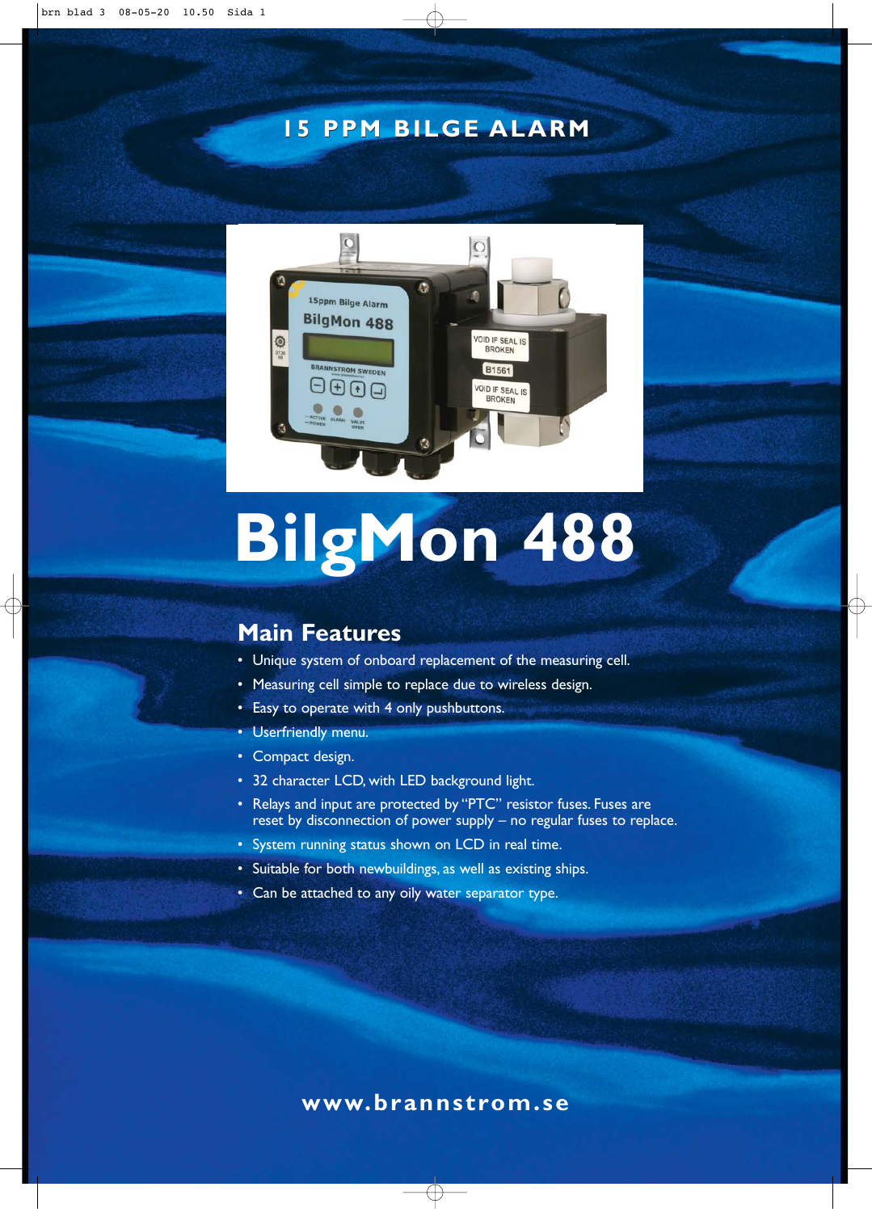## 15 PPM BILGE ALARM

# BilgMon 488

## Main Features

- Unique system of onboard replacement of the measuring cell.
- Measuring cell simple to replace due to wireless design.
- Easy to operate with 4 only pushbuttons.
- Userfriendly menu.
- Compact design.
- 32 character LCD, with LED background light.
- Relays and input are protected by "PTC" resistor fuses. Fuses are reset by disconnection of power supply – no regular fuses to replace.
- System running status shown on LCD in real time.
- Suitable for both newbuildings, as well as existing ships.
- Can be attached to any oily water separator type.

www.brannstrom.se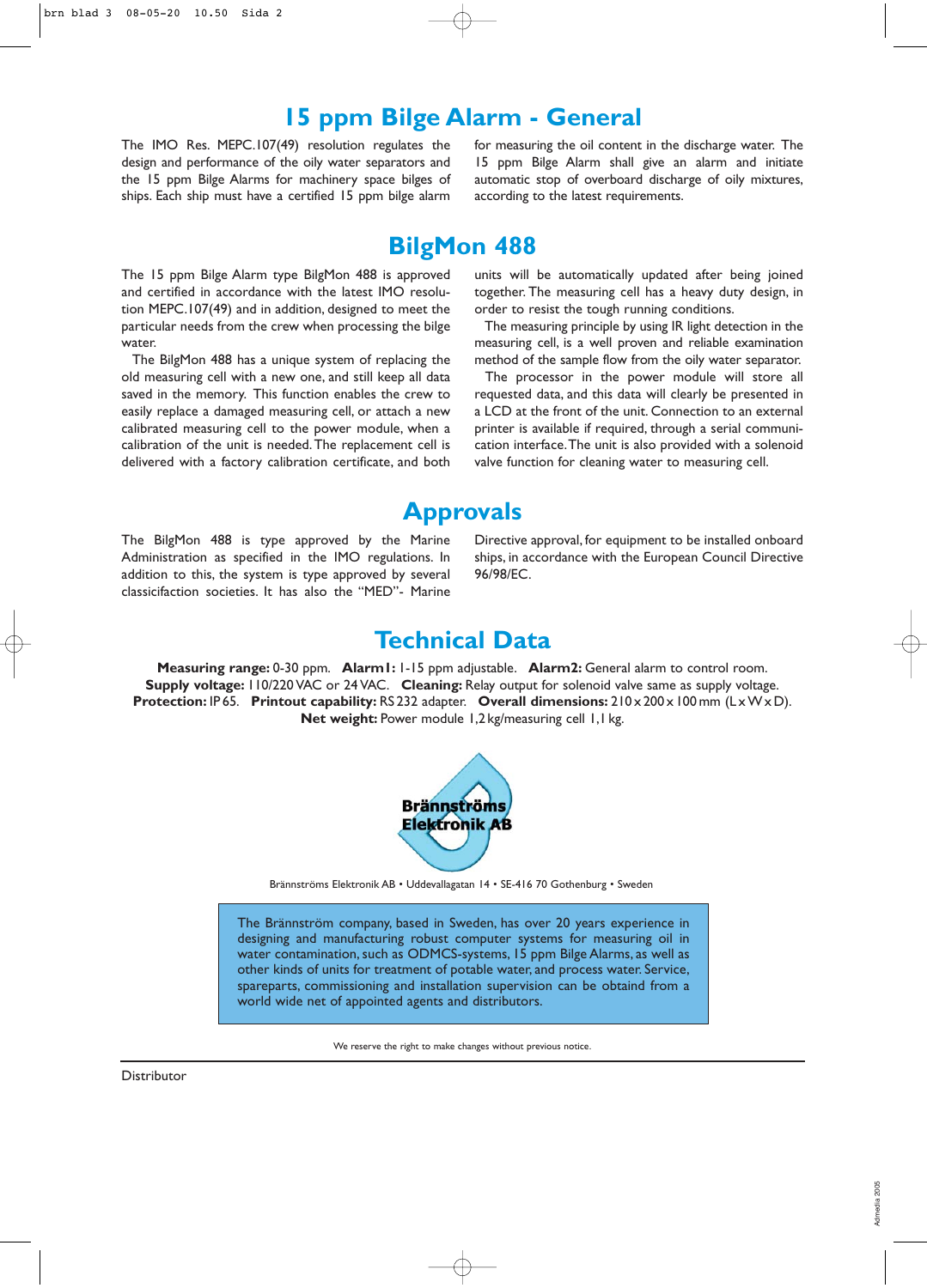# 15 ppm Bilge Alarm - General

The IMO Res. MEPC.107(49) resolution regulates the design and performance of the oily water separators and the 15 ppm Bilge Alarms for machinery space bilges of ships. Each ship must have a certified 15 ppm bilge alarm for measuring the oil content in the discharge water. The 15 ppm Bilge Alarm shall give an alarm and initiate automatic stop of overboard discharge of oily mixtures, according to the latest requirements.

# BilgMon 488

The 15 ppm Bilge Alarm type BilgMon 488 is approved and certified in accordance with the latest IMO resolution MEPC.107(49) and in addition, designed to meet the particular needs from the crew when processing the bilge water.

The BilgMon 488 has a unique system of replacing the old measuring cell with a new one, and still keep all data saved in the memory. This function enables the crew to easily replace a damaged measuring cell, or attach a new calibrated measuring cell to the power module, when a calibration of the unit is needed. The replacement cell is delivered with a factory calibration certificate, and both units will be automatically updated after being joined together. The measuring cell has a heavy duty design, in order to resist the tough running conditions.

The measuring principle by using IR light detection in the measuring cell, is a well proven and reliable examination method of the sample flow from the oily water separator.

The processor in the power module will store all requested data, and this data will clearly be presented in a LCD at the front of the unit. Connection to an external printer is available if required, through a serial communication interface. The unit is also provided with a solenoid valve function for cleaning water to measuring cell.

# Approvals

The BilgMon 488 is type approved by the Marine Administration as specified in the IMO regulations. In addition to this, the system is type approved by several classicifaction societies. It has also the "MED"- Marine Directive approval, for equipment to be installed onboard ships, in accordance with the European Council Directive 96/98/EC.

# Technical Data

**Measuring range:** 0-30 ppm. **Alarm1:** 1-15 ppm adjustable. **Alarm2:** General alarm to control room.
**Supply voltage:** 110/220 VAC or 24 VAC. **Cleaning:** Relay output for solenoid valve same as supply voltage.
**Protection:** IP 65. **Printout capability:** RS 232 adapter. **Overall dimensions:** 210 x 200 x 100 mm (L x W x D).
**Net weight:** Power module 1,2 kg/measuring cell 1,1 kg.

**Brännströms Elektronik AB**

Brännströms Elektronik AB • Uddevallagatan 14 • SE-416 70 Gothenburg • Sweden

The Brännström company, based in Sweden, has over 20 years experience in designing and manufacturing robust computer systems for measuring oil in water contamination, such as ODMCS-systems, 15 ppm Bilge Alarms, as well as other kinds of units for treatment of potable water, and process water. Service, spareparts, commissioning and installation supervision can be obtaind from a world wide net of appointed agents and distributors.

We reserve the right to make changes without previous notice.

Distributor